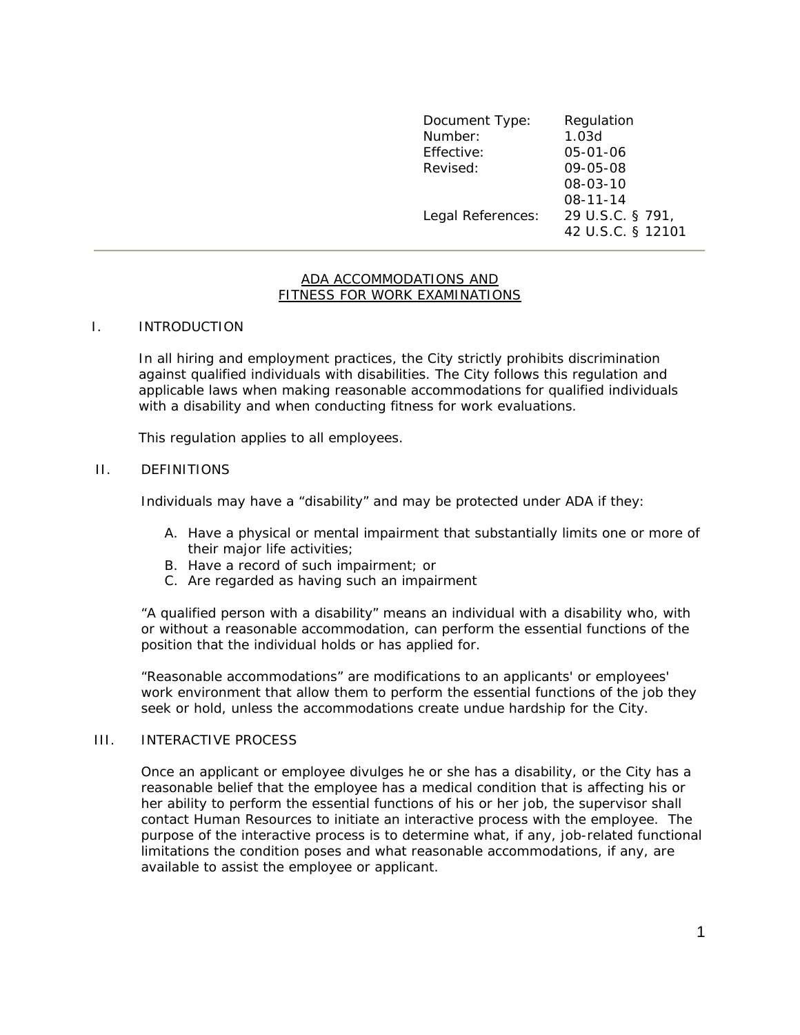| | |
|---|---|
| Document Type: | Regulation |
| Number: | 1.03d |
| Effective: | 05-01-06 |
| Revised: | 09-05-08 |
| | 08-03-10 |
| | 08-11-14 |
| Legal References: | 29 U.S.C. § 791, 42 U.S.C. § 12101 |

---

# ADA ACCOMMODATIONS AND FITNESS FOR WORK EXAMINATIONS

## I. INTRODUCTION

In all hiring and employment practices, the City strictly prohibits discrimination against qualified individuals with disabilities. The City follows this regulation and applicable laws when making reasonable accommodations for qualified individuals with a disability and when conducting fitness for work evaluations.

This regulation applies to all employees.

## II. DEFINITIONS

Individuals may have a "disability" and may be protected under ADA if they:

A. Have a physical or mental impairment that substantially limits one or more of their major life activities;
B. Have a record of such impairment; or
C. Are regarded as having such an impairment

"A qualified person with a disability" means an individual with a disability who, with or without a reasonable accommodation, can perform the essential functions of the position that the individual holds or has applied for.

"Reasonable accommodations" are modifications to an applicants' or employees' work environment that allow them to perform the essential functions of the job they seek or hold, unless the accommodations create undue hardship for the City.

## III. INTERACTIVE PROCESS

Once an applicant or employee divulges he or she has a disability, or the City has a reasonable belief that the employee has a medical condition that is affecting his or her ability to perform the essential functions of his or her job, the supervisor shall contact Human Resources to initiate an interactive process with the employee. The purpose of the interactive process is to determine what, if any, job-related functional limitations the condition poses and what reasonable accommodations, if any, are available to assist the employee or applicant.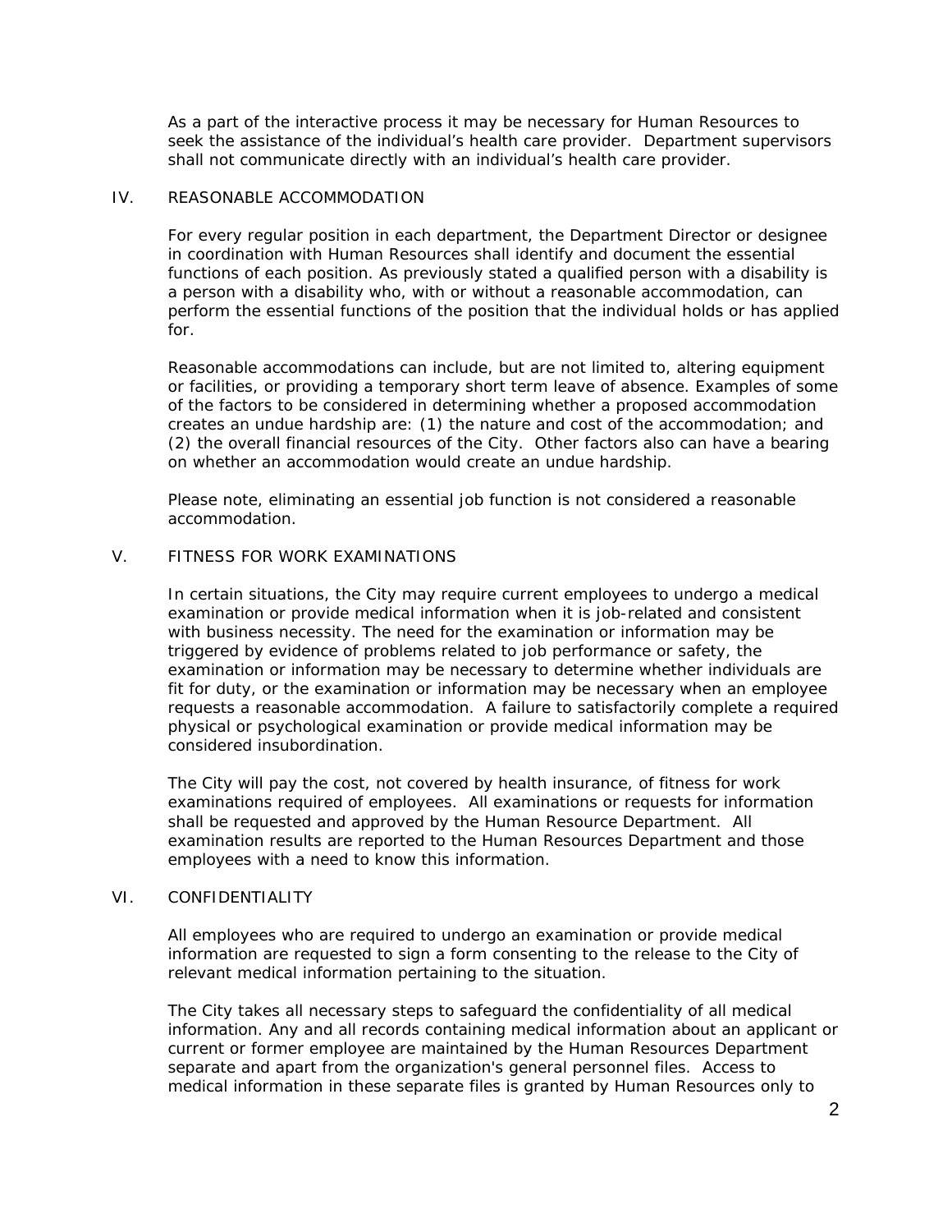As a part of the interactive process it may be necessary for Human Resources to seek the assistance of the individual's health care provider. Department supervisors shall not communicate directly with an individual's health care provider.

## IV. REASONABLE ACCOMMODATION

For every regular position in each department, the Department Director or designee in coordination with Human Resources shall identify and document the essential functions of each position. As previously stated a qualified person with a disability is a person with a disability who, with or without a reasonable accommodation, can perform the essential functions of the position that the individual holds or has applied for.

Reasonable accommodations can include, but are not limited to, altering equipment or facilities, or providing a temporary short term leave of absence. Examples of some of the factors to be considered in determining whether a proposed accommodation creates an undue hardship are: (1) the nature and cost of the accommodation; and (2) the overall financial resources of the City. Other factors also can have a bearing on whether an accommodation would create an undue hardship.

Please note, eliminating an essential job function is not considered a reasonable accommodation.

## V. FITNESS FOR WORK EXAMINATIONS

In certain situations, the City may require current employees to undergo a medical examination or provide medical information when it is job-related and consistent with business necessity. The need for the examination or information may be triggered by evidence of problems related to job performance or safety, the examination or information may be necessary to determine whether individuals are fit for duty, or the examination or information may be necessary when an employee requests a reasonable accommodation. A failure to satisfactorily complete a required physical or psychological examination or provide medical information may be considered insubordination.

The City will pay the cost, not covered by health insurance, of fitness for work examinations required of employees. All examinations or requests for information shall be requested and approved by the Human Resource Department. All examination results are reported to the Human Resources Department and those employees with a need to know this information.

## VI. CONFIDENTIALITY

All employees who are required to undergo an examination or provide medical information are requested to sign a form consenting to the release to the City of relevant medical information pertaining to the situation.

The City takes all necessary steps to safeguard the confidentiality of all medical information. Any and all records containing medical information about an applicant or current or former employee are maintained by the Human Resources Department separate and apart from the organization's general personnel files. Access to medical information in these separate files is granted by Human Resources only to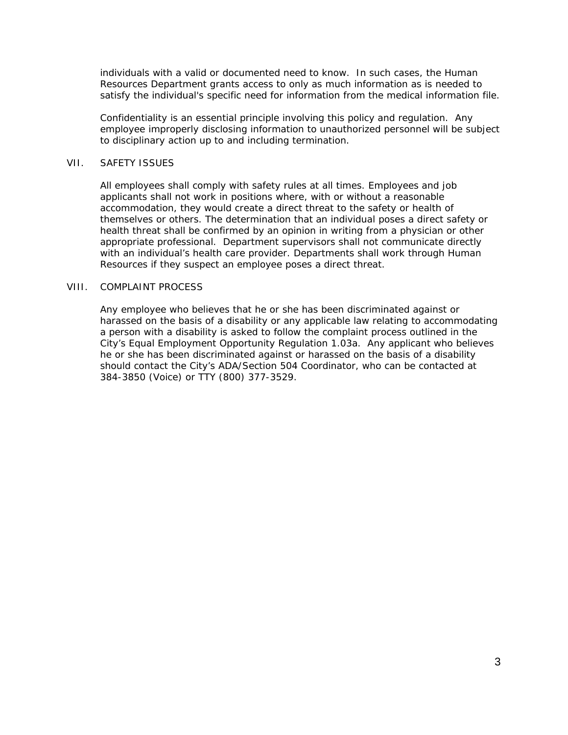individuals with a valid or documented need to know. In such cases, the Human Resources Department grants access to only as much information as is needed to satisfy the individual's specific need for information from the medical information file.

Confidentiality is an essential principle involving this policy and regulation. Any employee improperly disclosing information to unauthorized personnel will be subject to disciplinary action up to and including termination.

## VII. SAFETY ISSUES

All employees shall comply with safety rules at all times. Employees and job applicants shall not work in positions where, with or without a reasonable accommodation, they would create a direct threat to the safety or health of themselves or others. The determination that an individual poses a direct safety or health threat shall be confirmed by an opinion in writing from a physician or other appropriate professional. Department supervisors shall not communicate directly with an individual's health care provider. Departments shall work through Human Resources if they suspect an employee poses a direct threat.

## VIII. COMPLAINT PROCESS

Any employee who believes that he or she has been discriminated against or harassed on the basis of a disability or any applicable law relating to accommodating a person with a disability is asked to follow the complaint process outlined in the City's Equal Employment Opportunity Regulation 1.03a. Any applicant who believes he or she has been discriminated against or harassed on the basis of a disability should contact the City's ADA/Section 504 Coordinator, who can be contacted at 384-3850 (Voice) or TTY (800) 377-3529.